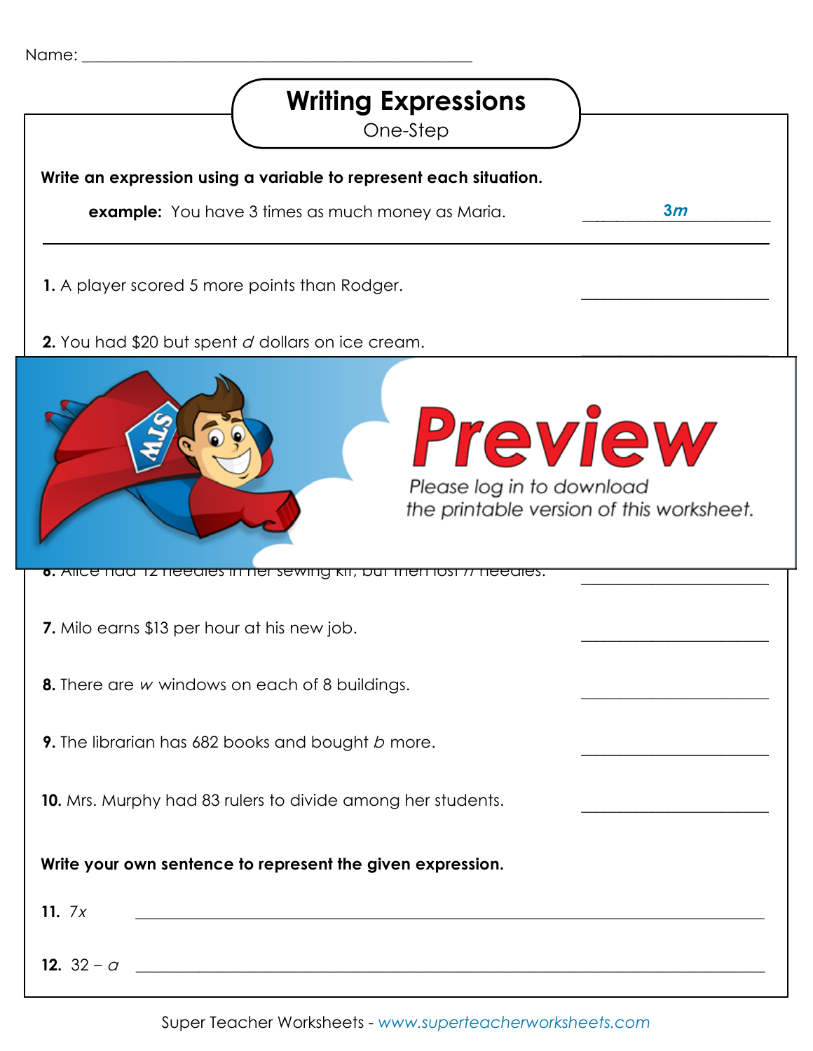Name: ______________________________________________

# Writing Expressions

One-Step

**Write an expression using a variable to represent each situation.**

**example:** You have 3 times as much money as Maria. ______ $3m$ ______

---

**1.** A player scored 5 more points than Rodger. ______________________

**2.** You had $20 but spent $d$ dollars on ice cream. ______________________

**7.** Milo earns $13 per hour at his new job. ______________________

**8.** There are $w$ windows on each of 8 buildings. ______________________

**9.** The librarian has 682 books and bought $b$ more. ______________________

**10.** Mrs. Murphy had 83 rulers to divide among her students. ______________________

**Write your own sentence to represent the given expression.**

**11.** $7x$ ________________________________________________________________

**12.** $32 - a$ ________________________________________________________________

Super Teacher Worksheets - www.superteacherworksheets.com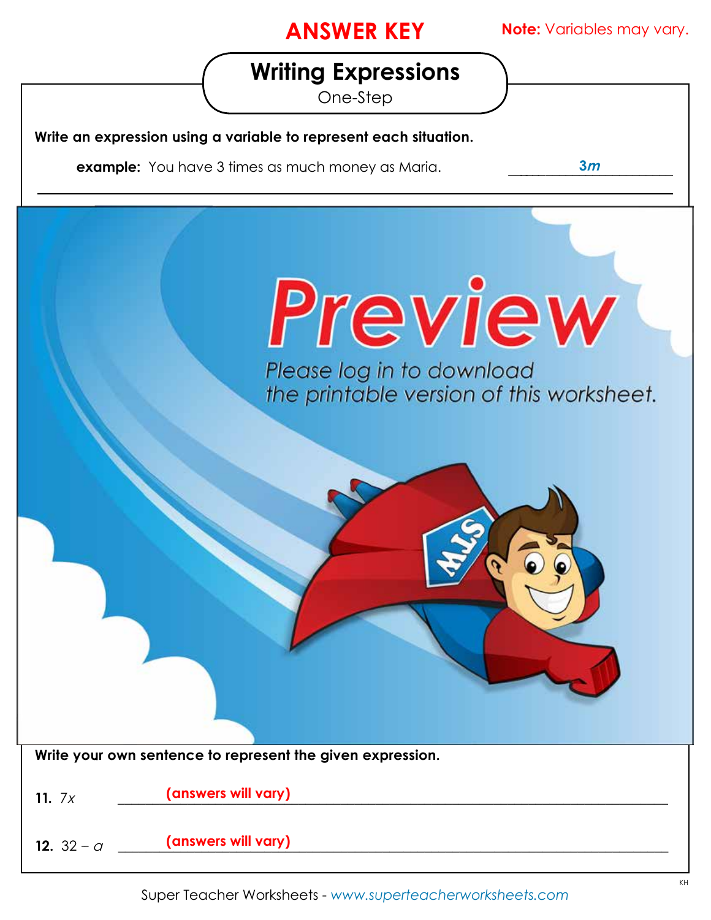**ANSWER KEY** **Note:** Variables may vary.

# Writing Expressions

One-Step

**Write an expression using a variable to represent each situation.**

**example:** You have 3 times as much money as Maria. $3m$

Preview

Please log in to download the printable version of this worksheet.

**Write your own sentence to represent the given expression.**

**11.** $7x$ (answers will vary)

**12.** $32 - a$ (answers will vary)